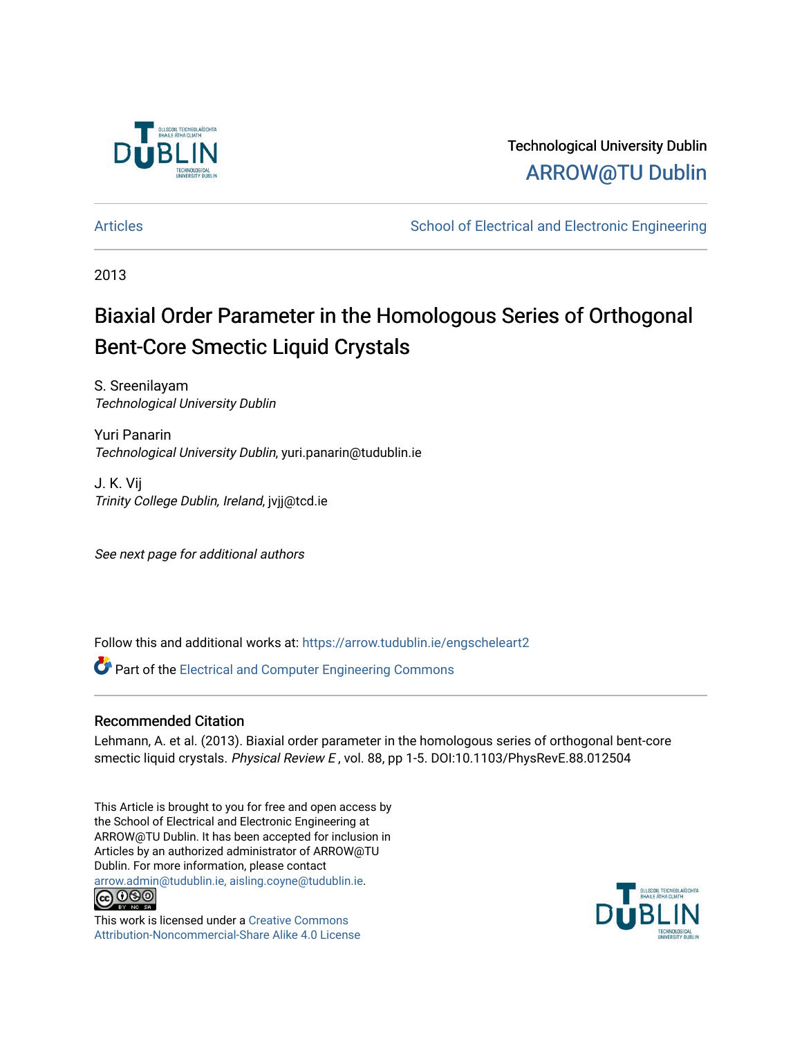Technological University Dublin

ARROW@TU Dublin

Articles | School of Electrical and Electronic Engineering

2013

# Biaxial Order Parameter in the Homologous Series of Orthogonal Bent-Core Smectic Liquid Crystals

S. Sreenilayam
*Technological University Dublin*

Yuri Panarin
*Technological University Dublin*, yuri.panarin@tudublin.ie

J. K. Vij
*Trinity College Dublin, Ireland*, jvjj@tcd.ie

*See next page for additional authors*

Follow this and additional works at: https://arrow.tudublin.ie/engscheleart2

Part of the Electrical and Computer Engineering Commons

## Recommended Citation

Lehmann, A. et al. (2013). Biaxial order parameter in the homologous series of orthogonal bent-core smectic liquid crystals. *Physical Review E* , vol. 88, pp 1-5. DOI:10.1103/PhysRevE.88.012504

This Article is brought to you for free and open access by the School of Electrical and Electronic Engineering at ARROW@TU Dublin. It has been accepted for inclusion in Articles by an authorized administrator of ARROW@TU Dublin. For more information, please contact arrow.admin@tudublin.ie, aisling.coyne@tudublin.ie.

This work is licensed under a Creative Commons Attribution-Noncommercial-Share Alike 4.0 License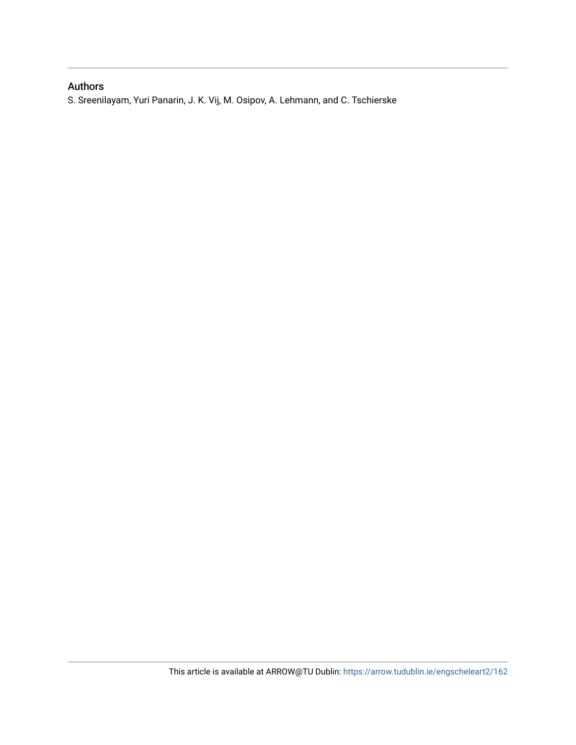## Authors

S. Sreenilayam, Yuri Panarin, J. K. Vij, M. Osipov, A. Lehmann, and C. Tschierske

This article is available at ARROW@TU Dublin: https://arrow.tudublin.ie/engscheleart2/162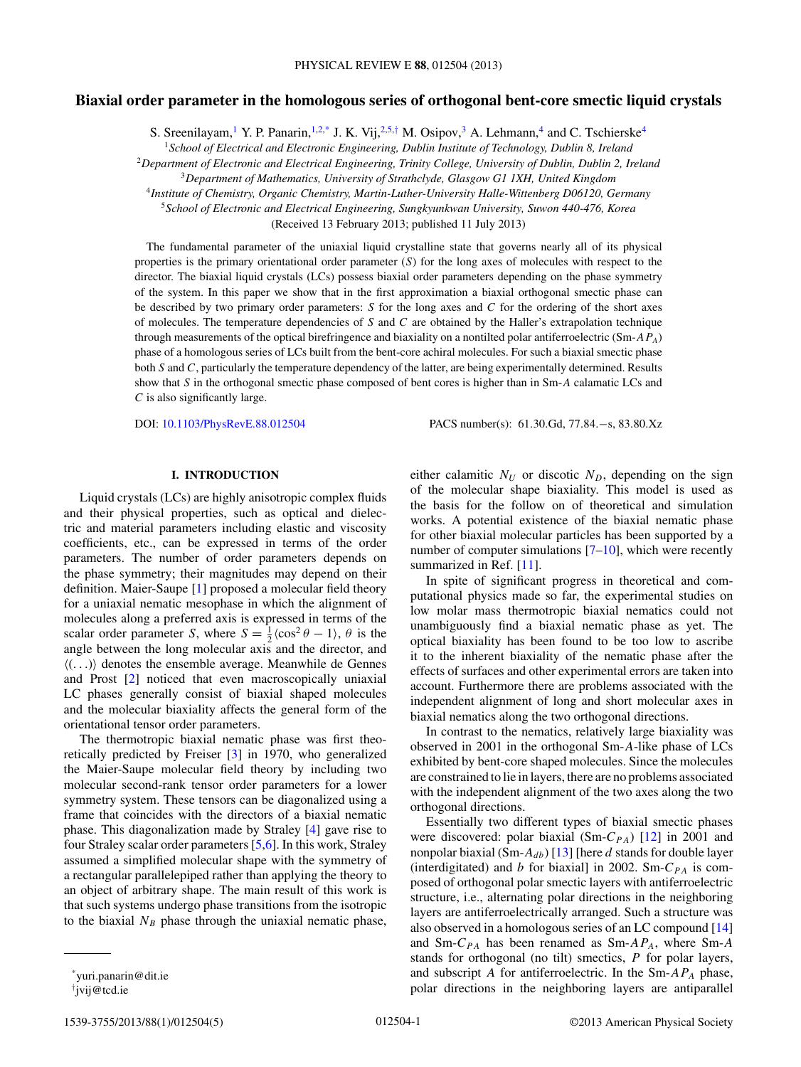# Biaxial order parameter in the homologous series of orthogonal bent-core smectic liquid crystals

S. Sreenilayam,[1] Y. P. Panarin,[1,2,*] J. K. Vij,[2,5,†] M. Osipov,[3] A. Lehmann,[4] and C. Tschierske[4]

[1]*School of Electrical and Electronic Engineering, Dublin Institute of Technology, Dublin 8, Ireland*
[2]*Department of Electronic and Electrical Engineering, Trinity College, University of Dublin, Dublin 2, Ireland*
[3]*Department of Mathematics, University of Strathclyde, Glasgow G1 1XH, United Kingdom*
[4]*Institute of Chemistry, Organic Chemistry, Martin-Luther-University Halle-Wittenberg D06120, Germany*
[5]*School of Electronic and Electrical Engineering, Sungkyunkwan University, Suwon 440-476, Korea*

(Received 13 February 2013; published 11 July 2013)

The fundamental parameter of the uniaxial liquid crystalline state that governs nearly all of its physical properties is the primary orientational order parameter ($S$) for the long axes of molecules with respect to the director. The biaxial liquid crystals (LCs) possess biaxial order parameters depending on the phase symmetry of the system. In this paper we show that in the first approximation a biaxial orthogonal smectic phase can be described by two primary order parameters: $S$ for the long axes and $C$ for the ordering of the short axes of molecules. The temperature dependencies of $S$ and $C$ are obtained by the Haller's extrapolation technique through measurements of the optical birefringence and biaxiality on a nontilted polar antiferroelectric (Sm-$AP_A$) phase of a homologous series of LCs built from the bent-core achiral molecules. For such a biaxial smectic phase both $S$ and $C$, particularly the temperature dependency of the latter, are being experimentally determined. Results show that $S$ in the orthogonal smectic phase composed of bent cores is higher than in Sm-$A$ calamatic LCs and $C$ is also significantly large.

DOI: 10.1103/PhysRevE.88.012504 PACS number(s): 61.30.Gd, 77.84.−s, 83.80.Xz

## I. INTRODUCTION

Liquid crystals (LCs) are highly anisotropic complex fluids and their physical properties, such as optical and dielectric and material parameters including elastic and viscosity coefficients, etc., can be expressed in terms of the order parameters. The number of order parameters depends on the phase symmetry; their magnitudes may depend on their definition. Maier-Saupe [1] proposed a molecular field theory for a uniaxial nematic mesophase in which the alignment of molecules along a preferred axis is expressed in terms of the scalar order parameter $S$, where $S = \frac{1}{2}\langle\cos^2\theta - 1\rangle$, $\theta$ is the angle between the long molecular axis and the director, and $\langle(\ldots)\rangle$ denotes the ensemble average. Meanwhile de Gennes and Prost [2] noticed that even macroscopically uniaxial LC phases generally consist of biaxial shaped molecules and the molecular biaxiality affects the general form of the orientational tensor order parameters.

The thermotropic biaxial nematic phase was first theoretically predicted by Freiser [3] in 1970, who generalized the Maier-Saupe molecular field theory by including two molecular second-rank tensor order parameters for a lower symmetry system. These tensors can be diagonalized using a frame that coincides with the directors of a biaxial nematic phase. This diagonalization made by Straley [4] gave rise to four Straley scalar order parameters [5,6]. In this work, Straley assumed a simplified molecular shape with the symmetry of a rectangular parallelepiped rather than applying the theory to an object of arbitrary shape. The main result of this work is that such systems undergo phase transitions from the isotropic to the biaxial $N_B$ phase through the uniaxial nematic phase, either calamitic $N_U$ or discotic $N_D$, depending on the sign of the molecular shape biaxiality. This model is used as the basis for the follow on of theoretical and simulation works. A potential existence of the biaxial nematic phase for other biaxial molecular particles has been supported by a number of computer simulations [7–10], which were recently summarized in Ref. [11].

In spite of significant progress in theoretical and computational physics made so far, the experimental studies on low molar mass thermotropic biaxial nematics could not unambiguously find a biaxial nematic phase as yet. The optical biaxiality has been found to be too low to ascribe it to the inherent biaxiality of the nematic phase after the effects of surfaces and other experimental errors are taken into account. Furthermore there are problems associated with the independent alignment of long and short molecular axes in biaxial nematics along the two orthogonal directions.

In contrast to the nematics, relatively large biaxiality was observed in 2001 in the orthogonal Sm-$A$-like phase of LCs exhibited by bent-core shaped molecules. Since the molecules are constrained to lie in layers, there are no problems associated with the independent alignment of the two axes along the two orthogonal directions.

Essentially two different types of biaxial smectic phases were discovered: polar biaxial (Sm-$C_{PA}$) [12] in 2001 and nonpolar biaxial (Sm-$A_{db}$) [13] [here $d$ stands for double layer (interdigitated) and $b$ for biaxial] in 2002. Sm-$C_{PA}$ is composed of orthogonal polar smectic layers with antiferroelectric structure, i.e., alternating polar directions in the neighboring layers are antiferroelectrically arranged. Such a structure was also observed in a homologous series of an LC compound [14] and Sm-$C_{PA}$ has been renamed as Sm-$AP_A$, where Sm-$A$ stands for orthogonal (no tilt) smectics, $P$ for polar layers, and subscript $A$ for antiferroelectric. In the Sm-$AP_A$ phase, polar directions in the neighboring layers are antiparallel

*yuri.panarin@dit.ie
†jvij@tcd.ie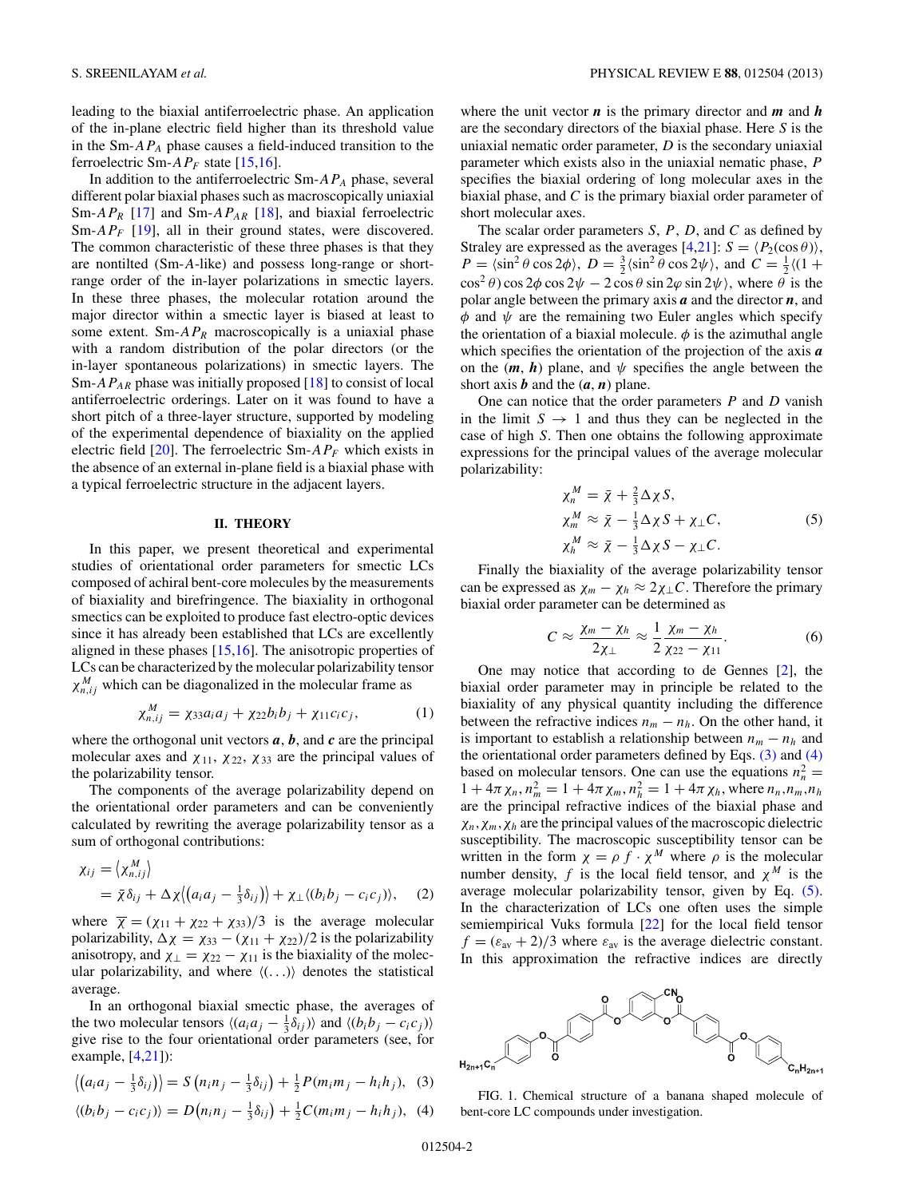leading to the biaxial antiferroelectric phase. An application of the in-plane electric field higher than its threshold value in the Sm-$AP_A$ phase causes a field-induced transition to the ferroelectric Sm-$AP_F$ state [15,16].

In addition to the antiferroelectric Sm-$AP_A$ phase, several different polar biaxial phases such as macroscopically uniaxial Sm-$AP_R$ [17] and Sm-$AP_{AR}$ [18], and biaxial ferroelectric Sm-$AP_F$ [19], all in their ground states, were discovered. The common characteristic of these three phases is that they are nontilted (Sm-$A$-like) and possess long-range or short-range order of the in-layer polarizations in smectic layers. In these three phases, the molecular rotation around the major director within a smectic layer is biased at least to some extent. Sm-$AP_R$ macroscopically is a uniaxial phase with a random distribution of the polar directors (or the in-layer spontaneous polarizations) in smectic layers. The Sm-$AP_{AR}$ phase was initially proposed [18] to consist of local antiferroelectric orderings. Later on it was found to have a short pitch of a three-layer structure, supported by modeling of the experimental dependence of biaxiality on the applied electric field [20]. The ferroelectric Sm-$AP_F$ which exists in the absence of an external in-plane field is a biaxial phase with a typical ferroelectric structure in the adjacent layers.

## II. THEORY

In this paper, we present theoretical and experimental studies of orientational order parameters for smectic LCs composed of achiral bent-core molecules by the measurements of biaxiality and birefringence. The biaxiality in orthogonal smectics can be exploited to produce fast electro-optic devices since it has already been established that LCs are excellently aligned in these phases [15,16]. The anisotropic properties of LCs can be characterized by the molecular polarizability tensor $\chi^M_{n,ij}$ which can be diagonalized in the molecular frame as

$$\chi^M_{n,ij} = \chi_{33} a_i a_j + \chi_{22} b_i b_j + \chi_{11} c_i c_j, \tag{1}$$

where the orthogonal unit vectors $\boldsymbol{a}$, $\boldsymbol{b}$, and $\boldsymbol{c}$ are the principal molecular axes and $\chi_{11}$, $\chi_{22}$, $\chi_{33}$ are the principal values of the polarizability tensor.

The components of the average polarizability depend on the orientational order parameters and can be conveniently calculated by rewriting the average polarizability tensor as a sum of orthogonal contributions:

$$\begin{aligned}\chi_{ij} &= \langle \chi^M_{n,ij} \rangle \\ &= \bar{\chi}\delta_{ij} + \Delta\chi\langle\left(a_i a_j - \tfrac{1}{3}\delta_{ij}\right)\rangle + \chi_\perp\langle\langle b_i b_j - c_i c_j\rangle\rangle,\end{aligned} \tag{2}$$

where $\overline{\chi} = (\chi_{11} + \chi_{22} + \chi_{33})/3$ is the average molecular polarizability, $\Delta\chi = \chi_{33} - (\chi_{11} + \chi_{22})/2$ is the polarizability anisotropy, and $\chi_\perp = \chi_{22} - \chi_{11}$ is the biaxiality of the molecular polarizability, and where $\langle\langle\ldots\rangle\rangle$ denotes the statistical average.

In an orthogonal biaxial smectic phase, the averages of the two molecular tensors $\langle\langle a_i a_j - \frac{1}{3}\delta_{ij}\rangle\rangle$ and $\langle\langle b_i b_j - c_i c_j\rangle\rangle$ give rise to the four orientational order parameters (see, for example, [4,21]):

$$\left\langle\left(a_i a_j - \tfrac{1}{3}\delta_{ij}\right)\right\rangle = S\left(n_i n_j - \tfrac{1}{3}\delta_{ij}\right) + \tfrac{1}{2}P(m_i m_j - h_i h_j), \tag{3}$$

$$\langle\langle b_i b_j - c_i c_j\rangle\rangle = D\left(n_i n_j - \tfrac{1}{3}\delta_{ij}\right) + \tfrac{1}{2}C(m_i m_j - h_i h_j), \tag{4}$$

where the unit vector $\boldsymbol{n}$ is the primary director and $\boldsymbol{m}$ and $\boldsymbol{h}$ are the secondary directors of the biaxial phase. Here $S$ is the uniaxial nematic order parameter, $D$ is the secondary uniaxial parameter which exists also in the uniaxial nematic phase, $P$ specifies the biaxial ordering of long molecular axes in the biaxial phase, and $C$ is the primary biaxial order parameter of short molecular axes.

The scalar order parameters $S$, $P$, $D$, and $C$ as defined by Straley are expressed as the averages [4,21]: $S = \langle P_2(\cos\theta)\rangle$, $P = \langle\sin^2\theta\cos 2\phi\rangle$, $D = \frac{3}{2}\langle\sin^2\theta\cos 2\psi\rangle$, and $C = \frac{1}{2}\langle(1 + \cos^2\theta)\cos 2\phi\cos 2\psi - 2\cos\theta\sin 2\varphi\sin 2\psi\rangle$, where $\theta$ is the polar angle between the primary axis $\boldsymbol{a}$ and the director $\boldsymbol{n}$, and $\phi$ and $\psi$ are the remaining two Euler angles which specify the orientation of a biaxial molecule. $\phi$ is the azimuthal angle which specifies the orientation of the projection of the axis $\boldsymbol{a}$ on the $(\boldsymbol{m}, \boldsymbol{h})$ plane, and $\psi$ specifies the angle between the short axis $\boldsymbol{b}$ and the $(\boldsymbol{a}, \boldsymbol{n})$ plane.

One can notice that the order parameters $P$ and $D$ vanish in the limit $S \to 1$ and thus they can be neglected in the case of high $S$. Then one obtains the following approximate expressions for the principal values of the average molecular polarizability:

$$\begin{aligned}\chi^M_n &= \bar{\chi} + \tfrac{2}{3}\Delta\chi S, \\ \chi^M_m &\approx \bar{\chi} - \tfrac{1}{3}\Delta\chi S + \chi_\perp C, \\ \chi^M_h &\approx \bar{\chi} - \tfrac{1}{3}\Delta\chi S - \chi_\perp C.\end{aligned} \tag{5}$$

Finally the biaxiality of the average polarizability tensor can be expressed as $\chi_m - \chi_h \approx 2\chi_\perp C$. Therefore the primary biaxial order parameter can be determined as

$$C \approx \frac{\chi_m - \chi_h}{2\chi_\perp} \approx \frac{1}{2}\frac{\chi_m - \chi_h}{\chi_{22} - \chi_{11}}. \tag{6}$$

One may notice that according to de Gennes [2], the biaxial order parameter may in principle be related to the biaxiality of any physical quantity including the difference between the refractive indices $n_m - n_h$. On the other hand, it is important to establish a relationship between $n_m - n_h$ and the orientational order parameters defined by Eqs. (3) and (4) based on molecular tensors. One can use the equations $n_n^2 = 1 + 4\pi\chi_n$, $n_m^2 = 1 + 4\pi\chi_m$, $n_h^2 = 1 + 4\pi\chi_h$, where $n_n$, $n_m$, $n_h$ are the principal refractive indices of the biaxial phase and $\chi_n$, $\chi_m$, $\chi_h$ are the principal values of the macroscopic dielectric susceptibility. The macroscopic susceptibility tensor can be written in the form $\chi = \rho\, f \cdot \chi^M$ where $\rho$ is the molecular number density, $f$ is the local field tensor, and $\chi^M$ is the average molecular polarizability tensor, given by Eq. (5). In the characterization of LCs one often uses the simple semiempirical Vuks formula [22] for the local field tensor $f = (\varepsilon_{av} + 2)/3$ where $\varepsilon_{av}$ is the average dielectric constant. In this approximation the refractive indices are directly

FIG. 1. Chemical structure of a banana shaped molecule of bent-core LC compounds under investigation.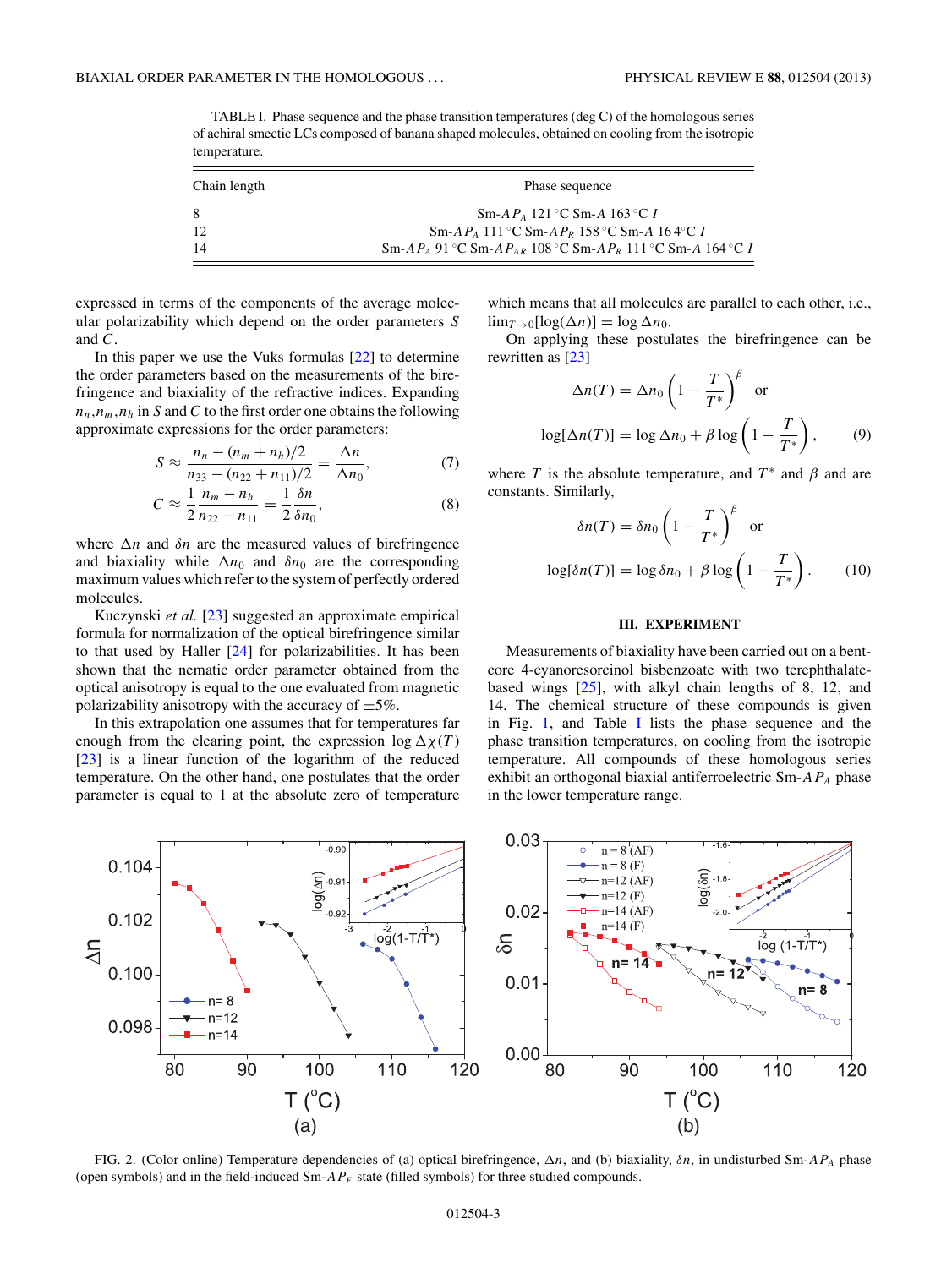TABLE I. Phase sequence and the phase transition temperatures (deg C) of the homologous series of achiral smectic LCs composed of banana shaped molecules, obtained on cooling from the isotropic temperature.

| Chain length | Phase sequence |
|---|---|
| 8 | Sm-$AP_A$ 121 °C Sm-$A$ 163 °C $I$ |
| 12 | Sm-$AP_A$ 111 °C Sm-$AP_R$ 158 °C Sm-$A$ 164 °C $I$ |
| 14 | Sm-$AP_A$ 91 °C Sm-$AP_{AR}$ 108 °C Sm-$AP_R$ 111 °C Sm-$A$ 164 °C $I$ |

expressed in terms of the components of the average molecular polarizability which depend on the order parameters $S$ and $C$.

In this paper we use the Vuks formulas [22] to determine the order parameters based on the measurements of the birefringence and biaxiality of the refractive indices. Expanding $n_n$,$n_m$,$n_h$ in $S$ and $C$ to the first order one obtains the following approximate expressions for the order parameters:

$$S \approx \frac{n_n - (n_m + n_h)/2}{n_{33} - (n_{22} + n_{11})/2} = \frac{\Delta n}{\Delta n_0}, \tag{7}$$

$$C \approx \frac{1}{2}\frac{n_m - n_h}{n_{22} - n_{11}} = \frac{1}{2}\frac{\delta n}{\delta n_0}, \tag{8}$$

where $\Delta n$ and $\delta n$ are the measured values of birefringence and biaxiality while $\Delta n_0$ and $\delta n_0$ are the corresponding maximum values which refer to the system of perfectly ordered molecules.

Kuczynski *et al.* [23] suggested an approximate empirical formula for normalization of the optical birefringence similar to that used by Haller [24] for polarizabilities. It has been shown that the nematic order parameter obtained from the optical anisotropy is equal to the one evaluated from magnetic polarizability anisotropy with the accuracy of ±5%.

In this extrapolation one assumes that for temperatures far enough from the clearing point, the expression $\log \Delta\chi(T)$ [23] is a linear function of the logarithm of the reduced temperature. On the other hand, one postulates that the order parameter is equal to 1 at the absolute zero of temperature which means that all molecules are parallel to each other, i.e., $\lim_{T\to 0}[\log(\Delta n)] = \log \Delta n_0$.

On applying these postulates the birefringence can be rewritten as [23]

$$\Delta n(T) = \Delta n_0 \left(1 - \frac{T}{T^*}\right)^{\beta} \quad \text{or}$$

$$\log[\Delta n(T)] = \log \Delta n_0 + \beta \log\left(1 - \frac{T}{T^*}\right), \tag{9}$$

where $T$ is the absolute temperature, and $T^*$ and $\beta$ and are constants. Similarly,

$$\delta n(T) = \delta n_0 \left(1 - \frac{T}{T^*}\right)^{\beta} \quad \text{or}$$

$$\log[\delta n(T)] = \log \delta n_0 + \beta \log\left(1 - \frac{T}{T^*}\right). \tag{10}$$

## III. EXPERIMENT

Measurements of biaxiality have been carried out on a bent-core 4-cyanoresorcinol bisbenzoate with two terephthalate-based wings [25], with alkyl chain lengths of 8, 12, and 14. The chemical structure of these compounds is given in Fig. 1, and Table I lists the phase sequence and the phase transition temperatures, on cooling from the isotropic temperature. All compounds of these homologous series exhibit an orthogonal biaxial antiferroelectric Sm-$AP_A$ phase in the lower temperature range.

FIG. 2. (Color online) Temperature dependencies of (a) optical birefringence, $\Delta n$, and (b) biaxiality, $\delta n$, in undisturbed Sm-$AP_A$ phase (open symbols) and in the field-induced Sm-$AP_F$ state (filled symbols) for three studied compounds.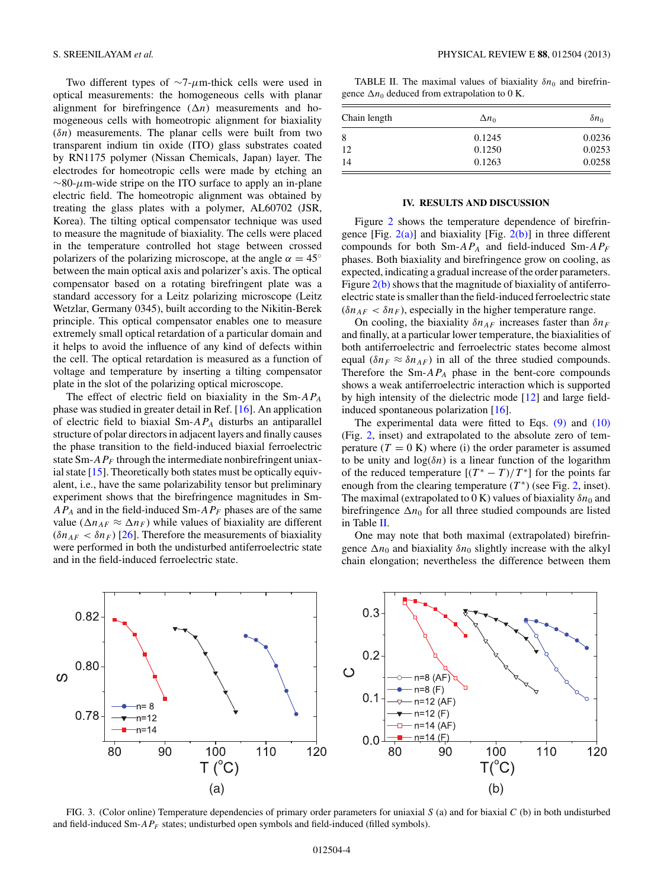Two different types of ~7-$\mu$m-thick cells were used in optical measurements: the homogeneous cells with planar alignment for birefringence ($\Delta n$) measurements and homogeneous cells with homeotropic alignment for biaxiality ($\delta n$) measurements. The planar cells were built from two transparent indium tin oxide (ITO) glass substrates coated by RN1175 polymer (Nissan Chemicals, Japan) layer. The electrodes for homeotropic cells were made by etching an ~80-$\mu$m-wide stripe on the ITO surface to apply an in-plane electric field. The homeotropic alignment was obtained by treating the glass plates with a polymer, AL60702 (JSR, Korea). The tilting optical compensator technique was used to measure the magnitude of biaxiality. The cells were placed in the temperature controlled hot stage between crossed polarizers of the polarizing microscope, at the angle $\alpha = 45^{\circ}$ between the main optical axis and polarizer's axis. The optical compensator based on a rotating birefringent plate was a standard accessory for a Leitz polarizing microscope (Leitz Wetzlar, Germany 0345), built according to the Nikitin-Berek principle. This optical compensator enables one to measure extremely small optical retardation of a particular domain and it helps to avoid the influence of any kind of defects within the cell. The optical retardation is measured as a function of voltage and temperature by inserting a tilting compensator plate in the slot of the polarizing optical microscope.

The effect of electric field on biaxiality in the Sm-$AP_A$ phase was studied in greater detail in Ref. [16]. An application of electric field to biaxial Sm-$AP_A$ disturbs an antiparallel structure of polar directors in adjacent layers and finally causes the phase transition to the field-induced biaxial ferroelectric state Sm-$AP_F$ through the intermediate nonbirefringent uniaxial state [15]. Theoretically both states must be optically equivalent, i.e., have the same polarizability tensor but preliminary experiment shows that the birefringence magnitudes in Sm-$AP_A$ and in the field-induced Sm-$AP_F$ phases are of the same value ($\Delta n_{AF} \approx \Delta n_F$) while values of biaxiality are different ($\delta n_{AF} < \delta n_F$) [26]. Therefore the measurements of biaxiality were performed in both the undisturbed antiferroelectric state and in the field-induced ferroelectric state.

TABLE II. The maximal values of biaxiality $\delta n_0$ and birefringence $\Delta n_0$ deduced from extrapolation to 0 K.

| Chain length | $\Delta n_0$ | $\delta n_0$ |
|---|---|---|
| 8 | 0.1245 | 0.0236 |
| 12 | 0.1250 | 0.0253 |
| 14 | 0.1263 | 0.0258 |

## IV. RESULTS AND DISCUSSION

Figure 2 shows the temperature dependence of birefringence [Fig. 2(a)] and biaxiality [Fig. 2(b)] in three different compounds for both Sm-$AP_A$ and field-induced Sm-$AP_F$ phases. Both biaxiality and birefringence grow on cooling, as expected, indicating a gradual increase of the order parameters. Figure 2(b) shows that the magnitude of biaxiality of antiferroelectric state is smaller than the field-induced ferroelectric state ($\delta n_{AF} < \delta n_F$), especially in the higher temperature range.

On cooling, the biaxiality $\delta n_{AF}$ increases faster than $\delta n_F$ and finally, at a particular lower temperature, the biaxialities of both antiferroelectric and ferroelectric states become almost equal ($\delta n_F \approx \delta n_{AF}$) in all of the three studied compounds. Therefore the Sm-$AP_A$ phase in the bent-core compounds shows a weak antiferroelectric interaction which is supported by high intensity of the dielectric mode [12] and large field-induced spontaneous polarization [16].

The experimental data were fitted to Eqs. (9) and (10) (Fig. 2, inset) and extrapolated to the absolute zero of temperature ($T = 0$ K) where (i) the order parameter is assumed to be unity and $\log(\delta n)$ is a linear function of the logarithm of the reduced temperature $[(T^* - T)/T^*]$ for the points far enough from the clearing temperature ($T^*$) (see Fig. 2, inset). The maximal (extrapolated to 0 K) values of biaxiality $\delta n_0$ and birefringence $\Delta n_0$ for all three studied compounds are listed in Table II.

One may note that both maximal (extrapolated) birefringence $\Delta n_0$ and biaxiality $\delta n_0$ slightly increase with the alkyl chain elongation; nevertheless the difference between them

FIG. 3. (Color online) Temperature dependencies of primary order parameters for uniaxial $S$ (a) and for biaxial $C$ (b) in both undisturbed and field-induced Sm-$AP_F$ states; undisturbed open symbols and field-induced (filled symbols).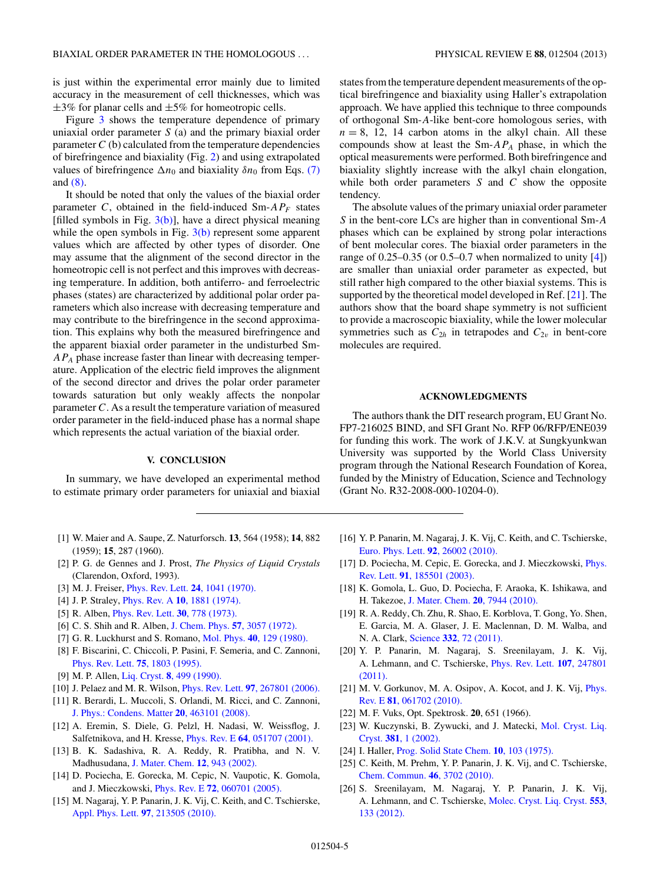is just within the experimental error mainly due to limited accuracy in the measurement of cell thicknesses, which was ±3% for planar cells and ±5% for homeotropic cells.

Figure 3 shows the temperature dependence of primary uniaxial order parameter $S$ (a) and the primary biaxial order parameter $C$ (b) calculated from the temperature dependencies of birefringence and biaxiality (Fig. 2) and using extrapolated values of birefringence $\Delta n_0$ and biaxiality $\delta n_0$ from Eqs. (7) and (8).

It should be noted that only the values of the biaxial order parameter $C$, obtained in the field-induced Sm-$AP_F$ states [filled symbols in Fig. 3(b)], have a direct physical meaning while the open symbols in Fig. 3(b) represent some apparent values which are affected by other types of disorder. One may assume that the alignment of the second director in the homeotropic cell is not perfect and this improves with decreasing temperature. In addition, both antiferro- and ferroelectric phases (states) are characterized by additional polar order parameters which also increase with decreasing temperature and may contribute to the birefringence in the second approximation. This explains why both the measured birefringence and the apparent biaxial order parameter in the undisturbed Sm-$AP_A$ phase increase faster than linear with decreasing temperature. Application of the electric field improves the alignment of the second director and drives the polar order parameter towards saturation but only weakly affects the nonpolar parameter $C$. As a result the temperature variation of measured order parameter in the field-induced phase has a normal shape which represents the actual variation of the biaxial order.

## V. CONCLUSION

In summary, we have developed an experimental method to estimate primary order parameters for uniaxial and biaxial states from the temperature dependent measurements of the optical birefringence and biaxiality using Haller's extrapolation approach. We have applied this technique to three compounds of orthogonal Sm-$A$-like bent-core homologous series, with $n = 8$, 12, 14 carbon atoms in the alkyl chain. All these compounds show at least the Sm-$AP_A$ phase, in which the optical measurements were performed. Both birefringence and biaxiality slightly increase with the alkyl chain elongation, while both order parameters $S$ and $C$ show the opposite tendency.

The absolute values of the primary uniaxial order parameter $S$ in the bent-core LCs are higher than in conventional Sm-$A$ phases which can be explained by strong polar interactions of bent molecular cores. The biaxial order parameters in the range of 0.25–0.35 (or 0.5–0.7 when normalized to unity [4]) are smaller than uniaxial order parameter as expected, but still rather high compared to the other biaxial systems. This is supported by the theoretical model developed in Ref. [21]. The authors show that the board shape symmetry is not sufficient to provide a macroscopic biaxiality, while the lower molecular symmetries such as $C_{2h}$ in tetrapodes and $C_{2v}$ in bent-core molecules are required.

## ACKNOWLEDGMENTS

The authors thank the DIT research program, EU Grant No. FP7-216025 BIND, and SFI Grant No. RFP 06/RFP/ENE039 for funding this work. The work of J.K.V. at Sungkyunkwan University was supported by the World Class University program through the National Research Foundation of Korea, funded by the Ministry of Education, Science and Technology (Grant No. R32-2008-000-10204-0).

[1] W. Maier and A. Saupe, Z. Naturforsch. **13**, 564 (1958); **14**, 882 (1959); **15**, 287 (1960).

[2] P. G. de Gennes and J. Prost, *The Physics of Liquid Crystals* (Clarendon, Oxford, 1993).

[3] M. J. Freiser, Phys. Rev. Lett. **24**, 1041 (1970).

[4] J. P. Straley, Phys. Rev. A **10**, 1881 (1974).

[5] R. Alben, Phys. Rev. Lett. **30**, 778 (1973).

[6] C. S. Shih and R. Alben, J. Chem. Phys. **57**, 3057 (1972).

[7] G. R. Luckhurst and S. Romano, Mol. Phys. **40**, 129 (1980).

[8] F. Biscarini, C. Chiccoli, P. Pasini, F. Semeria, and C. Zannoni, Phys. Rev. Lett. **75**, 1803 (1995).

[9] M. P. Allen, Liq. Cryst. **8**, 499 (1990).

[10] J. Pelaez and M. R. Wilson, Phys. Rev. Lett. **97**, 267801 (2006).

[11] R. Berardi, L. Muccioli, S. Orlandi, M. Ricci, and C. Zannoni, J. Phys.: Condens. Matter **20**, 463101 (2008).

[12] A. Eremin, S. Diele, G. Pelzl, H. Nadasi, W. Weissflog, J. Salfetnikova, and H. Kresse, Phys. Rev. E **64**, 051707 (2001).

[13] B. K. Sadashiva, R. A. Reddy, R. Pratibha, and N. V. Madhusudana, J. Mater. Chem. **12**, 943 (2002).

[14] D. Pociecha, E. Gorecka, M. Cepic, N. Vaupotic, K. Gomola, and J. Mieczkowski, Phys. Rev. E **72**, 060701 (2005).

[15] M. Nagaraj, Y. P. Panarin, J. K. Vij, C. Keith, and C. Tschierske, Appl. Phys. Lett. **97**, 213505 (2010).

[16] Y. P. Panarin, M. Nagaraj, J. K. Vij, C. Keith, and C. Tschierske, Euro. Phys. Lett. **92**, 26002 (2010).

[17] D. Pociecha, M. Cepic, E. Gorecka, and J. Mieczkowski, Phys. Rev. Lett. **91**, 185501 (2003).

[18] K. Gomola, L. Guo, D. Pociecha, F. Araoka, K. Ishikawa, and H. Takezoe, J. Mater. Chem. **20**, 7944 (2010).

[19] R. A. Reddy, Ch. Zhu, R. Shao, E. Korblova, T. Gong, Yo. Shen, E. Garcia, M. A. Glaser, J. E. Maclennan, D. M. Walba, and N. A. Clark, Science **332**, 72 (2011).

[20] Y. P. Panarin, M. Nagaraj, S. Sreenilayam, J. K. Vij, A. Lehmann, and C. Tschierske, Phys. Rev. Lett. **107**, 247801 (2011).

[21] M. V. Gorkunov, M. A. Osipov, A. Kocot, and J. K. Vij, Phys. Rev. E **81**, 061702 (2010).

[22] M. F. Vuks, Opt. Spektrosk. **20**, 651 (1966).

[23] W. Kuczynski, B. Zywucki, and J. Matecki, Mol. Cryst. Liq. Cryst. **381**, 1 (2002).

[24] I. Haller, Prog. Solid State Chem. **10**, 103 (1975).

[25] C. Keith, M. Prehm, Y. P. Panarin, J. K. Vij, and C. Tschierske, Chem. Commun. **46**, 3702 (2010).

[26] S. Sreenilayam, M. Nagaraj, Y. P. Panarin, J. K. Vij, A. Lehmann, and C. Tschierske, Molec. Cryst. Liq. Cryst. **553**, 133 (2012).